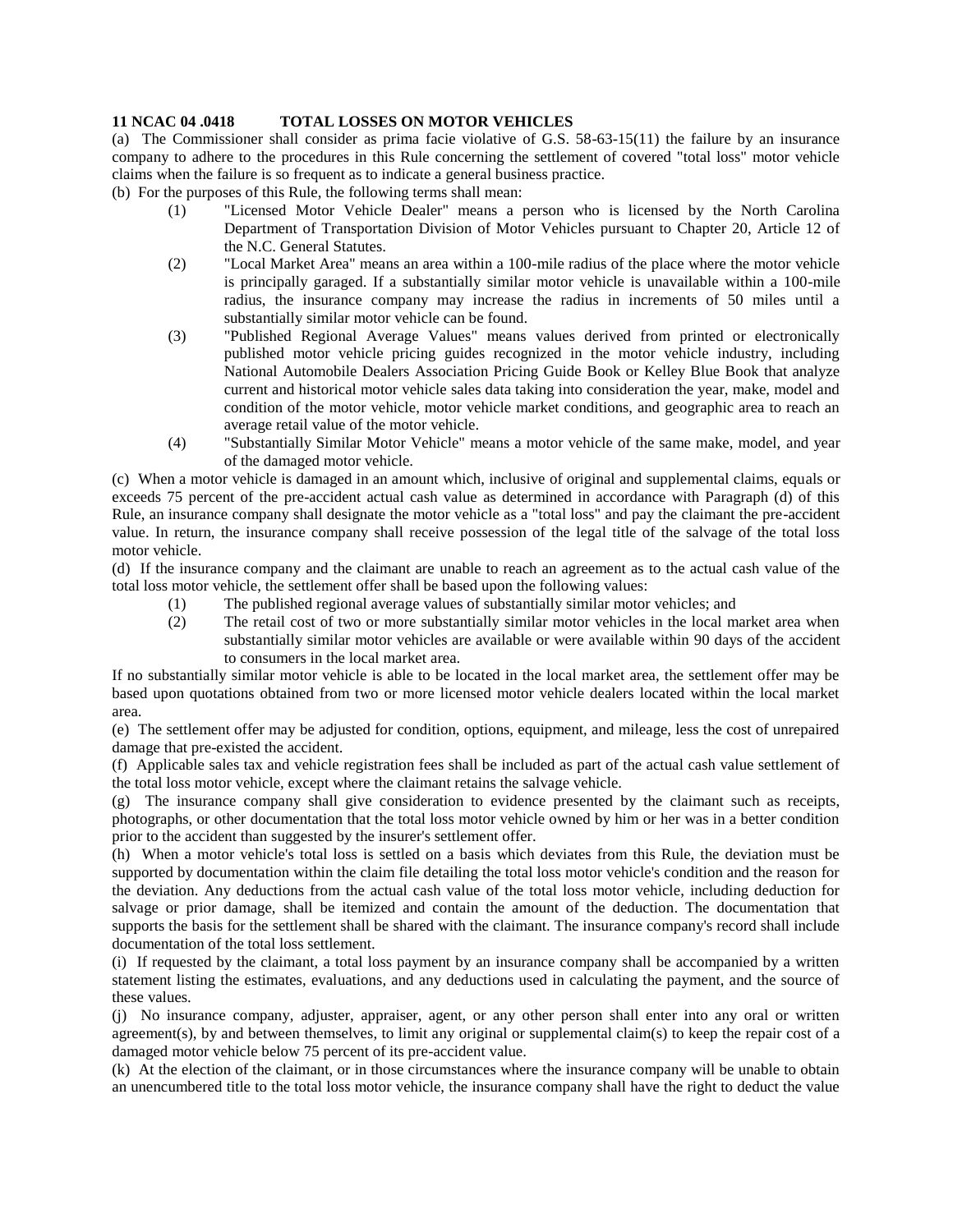**11 NCAC 04 .0418 TOTAL LOSSES ON MOTOR VEHICLES**

(a) The Commissioner shall consider as prima facie violative of G.S. 58-63-15(11) the failure by an insurance company to adhere to the procedures in this Rule concerning the settlement of covered "total loss" motor vehicle claims when the failure is so frequent as to indicate a general business practice.

(b) For the purposes of this Rule, the following terms shall mean:

- (1) "Licensed Motor Vehicle Dealer" means a person who is licensed by the North Carolina Department of Transportation Division of Motor Vehicles pursuant to Chapter 20, Article 12 of the N.C. General Statutes.
- (2) "Local Market Area" means an area within a 100-mile radius of the place where the motor vehicle is principally garaged. If a substantially similar motor vehicle is unavailable within a 100-mile radius, the insurance company may increase the radius in increments of 50 miles until a substantially similar motor vehicle can be found.
- (3) "Published Regional Average Values" means values derived from printed or electronically published motor vehicle pricing guides recognized in the motor vehicle industry, including National Automobile Dealers Association Pricing Guide Book or Kelley Blue Book that analyze current and historical motor vehicle sales data taking into consideration the year, make, model and condition of the motor vehicle, motor vehicle market conditions, and geographic area to reach an average retail value of the motor vehicle.
- (4) "Substantially Similar Motor Vehicle" means a motor vehicle of the same make, model, and year of the damaged motor vehicle.

(c) When a motor vehicle is damaged in an amount which, inclusive of original and supplemental claims, equals or exceeds 75 percent of the pre-accident actual cash value as determined in accordance with Paragraph (d) of this Rule, an insurance company shall designate the motor vehicle as a "total loss" and pay the claimant the pre-accident value. In return, the insurance company shall receive possession of the legal title of the salvage of the total loss motor vehicle.

(d) If the insurance company and the claimant are unable to reach an agreement as to the actual cash value of the total loss motor vehicle, the settlement offer shall be based upon the following values:

- (1) The published regional average values of substantially similar motor vehicles; and
- (2) The retail cost of two or more substantially similar motor vehicles in the local market area when substantially similar motor vehicles are available or were available within 90 days of the accident to consumers in the local market area.

If no substantially similar motor vehicle is able to be located in the local market area, the settlement offer may be based upon quotations obtained from two or more licensed motor vehicle dealers located within the local market area.

(e) The settlement offer may be adjusted for condition, options, equipment, and mileage, less the cost of unrepaired damage that pre-existed the accident.

(f) Applicable sales tax and vehicle registration fees shall be included as part of the actual cash value settlement of the total loss motor vehicle, except where the claimant retains the salvage vehicle.

(g) The insurance company shall give consideration to evidence presented by the claimant such as receipts, photographs, or other documentation that the total loss motor vehicle owned by him or her was in a better condition prior to the accident than suggested by the insurer's settlement offer.

(h) When a motor vehicle's total loss is settled on a basis which deviates from this Rule, the deviation must be supported by documentation within the claim file detailing the total loss motor vehicle's condition and the reason for the deviation. Any deductions from the actual cash value of the total loss motor vehicle, including deduction for salvage or prior damage, shall be itemized and contain the amount of the deduction. The documentation that supports the basis for the settlement shall be shared with the claimant. The insurance company's record shall include documentation of the total loss settlement.

(i) If requested by the claimant, a total loss payment by an insurance company shall be accompanied by a written statement listing the estimates, evaluations, and any deductions used in calculating the payment, and the source of these values.

(j) No insurance company, adjuster, appraiser, agent, or any other person shall enter into any oral or written agreement(s), by and between themselves, to limit any original or supplemental claim(s) to keep the repair cost of a damaged motor vehicle below 75 percent of its pre-accident value.

(k) At the election of the claimant, or in those circumstances where the insurance company will be unable to obtain an unencumbered title to the total loss motor vehicle, the insurance company shall have the right to deduct the value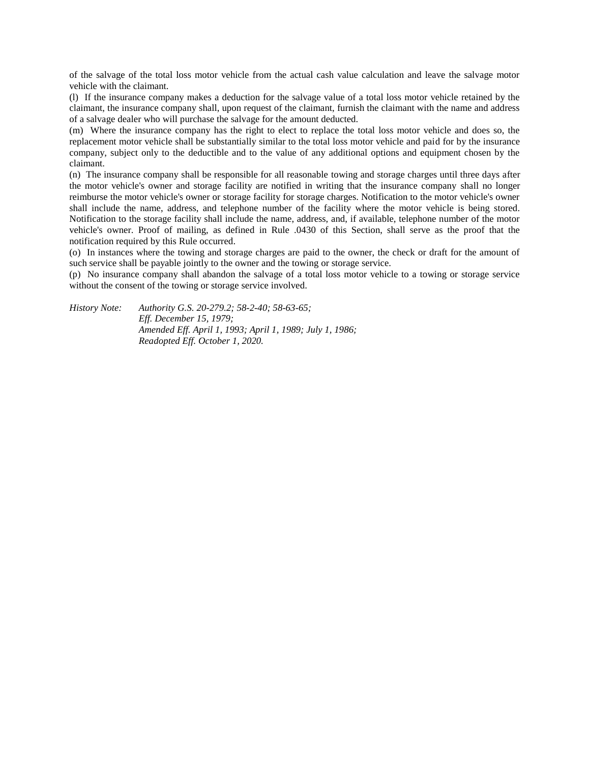of the salvage of the total loss motor vehicle from the actual cash value calculation and leave the salvage motor vehicle with the claimant.

(l) If the insurance company makes a deduction for the salvage value of a total loss motor vehicle retained by the claimant, the insurance company shall, upon request of the claimant, furnish the claimant with the name and address of a salvage dealer who will purchase the salvage for the amount deducted.

(m) Where the insurance company has the right to elect to replace the total loss motor vehicle and does so, the replacement motor vehicle shall be substantially similar to the total loss motor vehicle and paid for by the insurance company, subject only to the deductible and to the value of any additional options and equipment chosen by the claimant.

(n) The insurance company shall be responsible for all reasonable towing and storage charges until three days after the motor vehicle's owner and storage facility are notified in writing that the insurance company shall no longer reimburse the motor vehicle's owner or storage facility for storage charges. Notification to the motor vehicle's owner shall include the name, address, and telephone number of the facility where the motor vehicle is being stored. Notification to the storage facility shall include the name, address, and, if available, telephone number of the motor vehicle's owner. Proof of mailing, as defined in Rule .0430 of this Section, shall serve as the proof that the notification required by this Rule occurred.

(o) In instances where the towing and storage charges are paid to the owner, the check or draft for the amount of such service shall be payable jointly to the owner and the towing or storage service.

(p) No insurance company shall abandon the salvage of a total loss motor vehicle to a towing or storage service without the consent of the towing or storage service involved.

*History Note: Authority G.S. 20-279.2; 58-2-40; 58-63-65;*
*Eff. December 15, 1979;*
*Amended Eff. April 1, 1993; April 1, 1989; July 1, 1986;*
*Readopted Eff. October 1, 2020.*